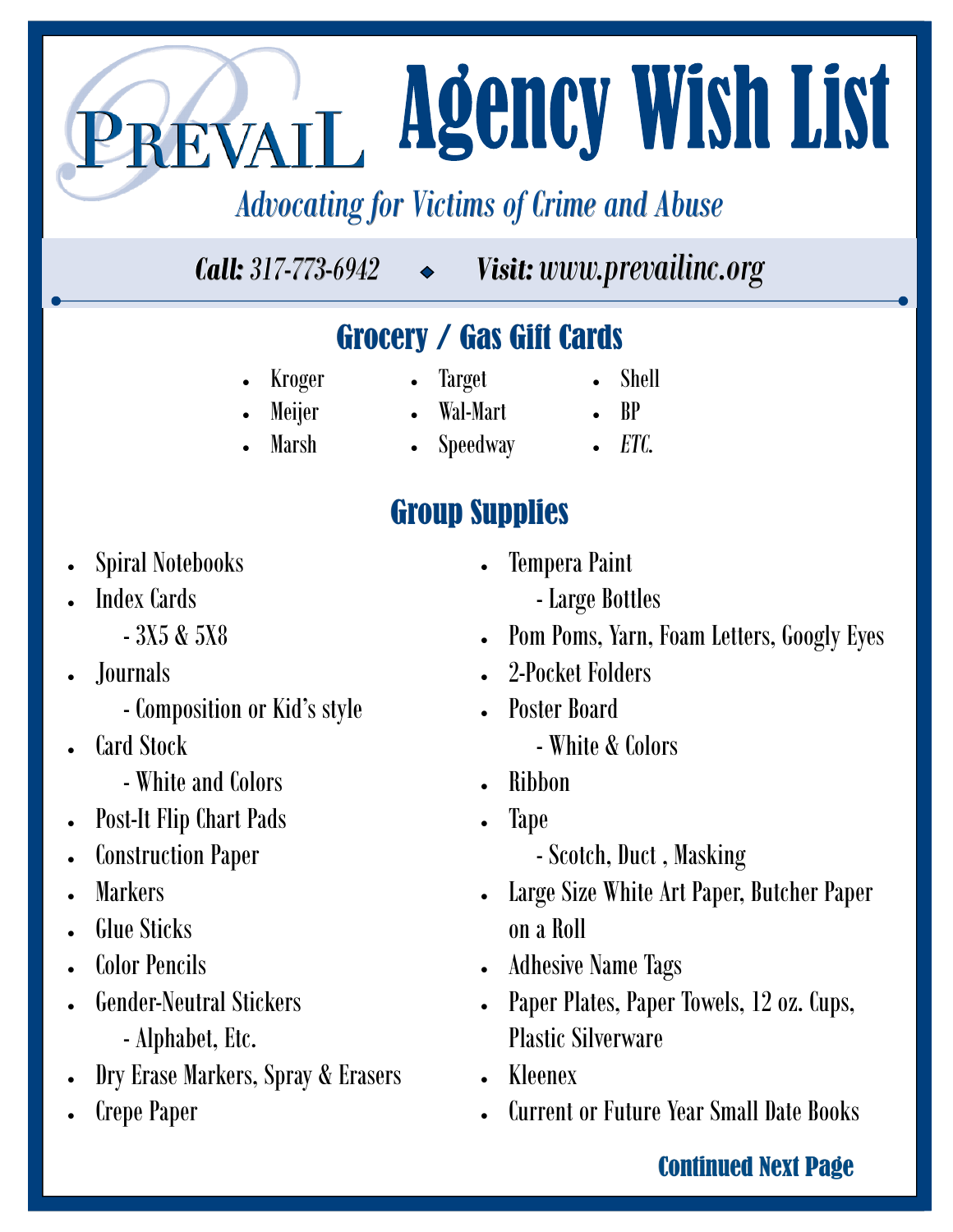# Prevail

# Agency Wish List

*Advocating for Victims of Crime and Abuse*

***Call:*** *317-773-6942* ◆ ***Visit:*** *www.prevailinc.org*

## Grocery / Gas Gift Cards

- Kroger
- Meijer
- Marsh
- Target
- Wal-Mart
- Speedway
- Shell
- BP
- *ETC.*

## Group Supplies

- Spiral Notebooks
- Index Cards
  - 3X5 & 5X8
- Journals
  - Composition or Kid's style
- Card Stock
  - White and Colors
- Post-It Flip Chart Pads
- Construction Paper
- Markers
- Glue Sticks
- Color Pencils
- Gender-Neutral Stickers
  - Alphabet, Etc.
- Dry Erase Markers, Spray & Erasers
- Crepe Paper
- Tempera Paint
  - Large Bottles
- Pom Poms, Yarn, Foam Letters, Googly Eyes
- 2-Pocket Folders
- Poster Board
  - White & Colors
- Ribbon
- Tape
  - Scotch, Duct , Masking
- Large Size White Art Paper, Butcher Paper on a Roll
- Adhesive Name Tags
- Paper Plates, Paper Towels, 12 oz. Cups, Plastic Silverware
- Kleenex
- Current or Future Year Small Date Books

**Continued Next Page**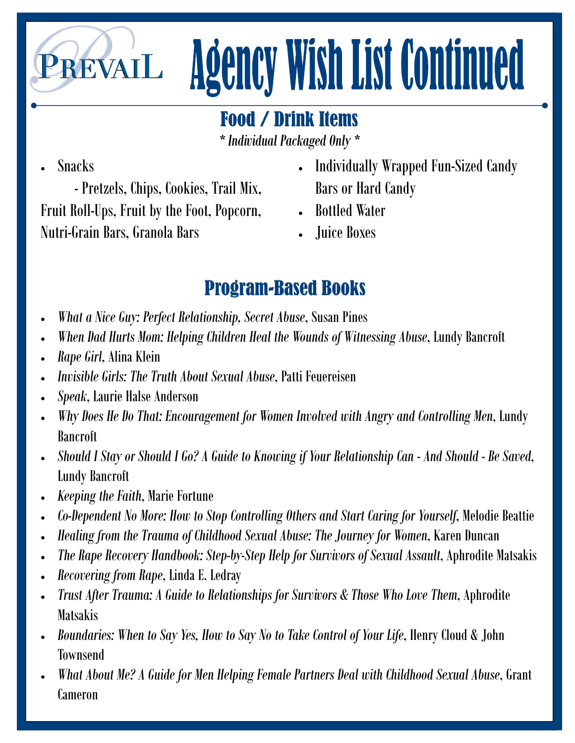PREVAIL

# Agency Wish List Continued

## Food / Drink Items

*\* Individual Packaged Only \**

- Snacks
  - Pretzels, Chips, Cookies, Trail Mix, Fruit Roll-Ups, Fruit by the Foot, Popcorn, Nutri-Grain Bars, Granola Bars
- Individually Wrapped Fun-Sized Candy Bars or Hard Candy
- Bottled Water
- Juice Boxes

## Program-Based Books

- *What a Nice Guy: Perfect Relationship, Secret Abuse*, Susan Pines
- *When Dad Hurts Mom: Helping Children Heal the Wounds of Witnessing Abuse*, Lundy Bancroft
- *Rape Girl*, Alina Klein
- *Invisible Girls: The Truth About Sexual Abuse*, Patti Feuereisen
- *Speak*, Laurie Halse Anderson
- *Why Does He Do That: Encouragement for Women Involved with Angry and Controlling Men*, Lundy Bancroft
- *Should I Stay or Should I Go? A Guide to Knowing if Your Relationship Can - And Should - Be Saved*, Lundy Bancroft
- *Keeping the Faith*, Marie Fortune
- *Co-Dependent No More: How to Stop Controlling Others and Start Caring for Yourself*, Melodie Beattie
- *Healing from the Trauma of Childhood Sexual Abuse: The Journey for Women*, Karen Duncan
- *The Rape Recovery Handbook: Step-by-Step Help for Survivors of Sexual Assault*, Aphrodite Matsakis
- *Recovering from Rape*, Linda E. Ledray
- *Trust After Trauma: A Guide to Relationships for Survivors & Those Who Love Them*, Aphrodite Matsakis
- *Boundaries: When to Say Yes, How to Say No to Take Control of Your Life*, Henry Cloud & John Townsend
- *What About Me? A Guide for Men Helping Female Partners Deal with Childhood Sexual Abuse*, Grant Cameron